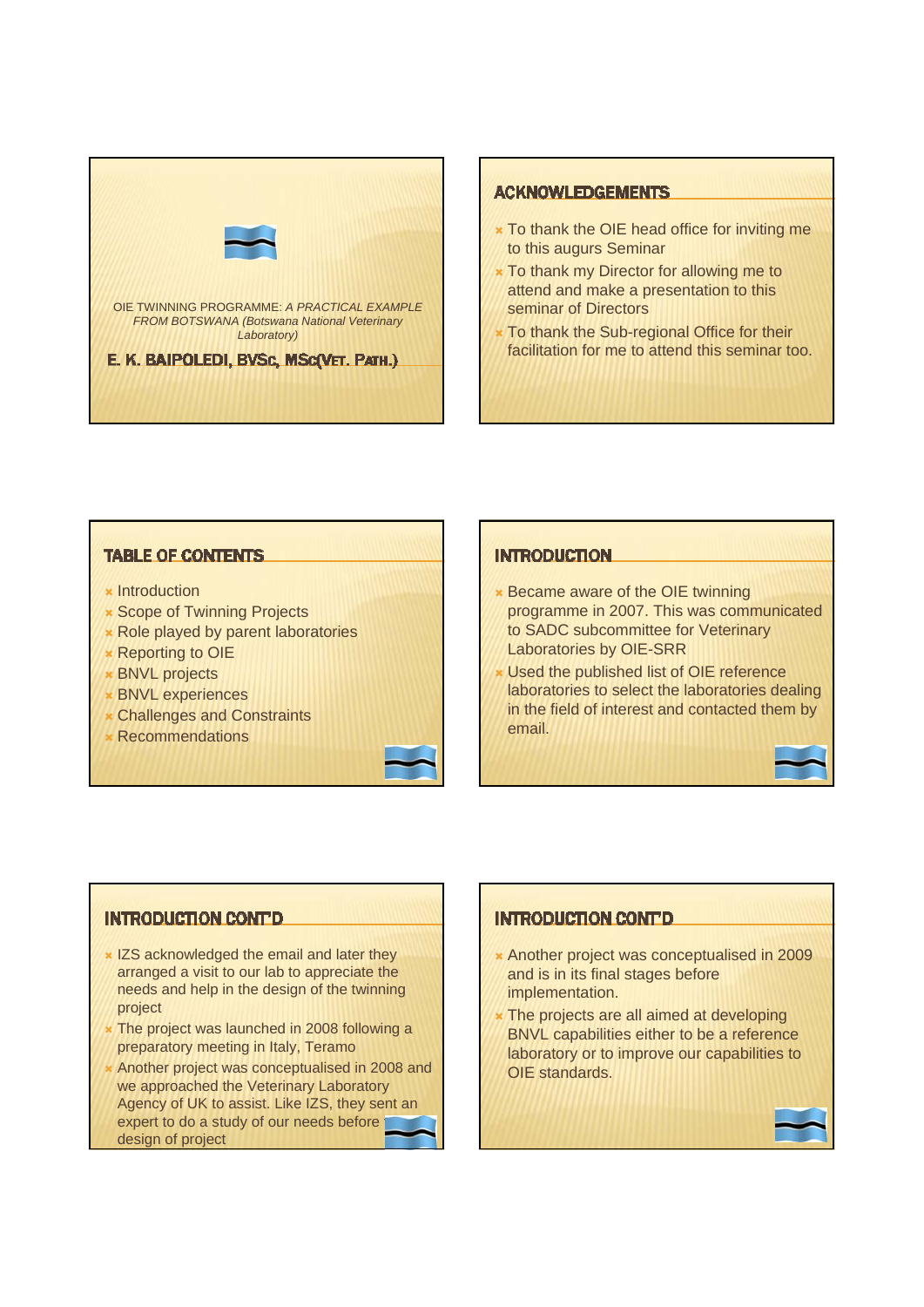OIE TWINNING PROGRAMME: *A PRACTICAL EXAMPLE FROM BOTSWANA (Botswana National Veterinary Laboratory)*

**E. K. BAIPOLEDI, BVSc, MSc(VET. PATH.)**

## ACKNOWLEDGEMENTS

- To thank the OIE head office for inviting me to this augurs Seminar
- To thank my Director for allowing me to attend and make a presentation to this seminar of Directors
- To thank the Sub-regional Office for their facilitation for me to attend this seminar too.

## TABLE OF CONTENTS

- Introduction
- Scope of Twinning Projects
- Role played by parent laboratories
- Reporting to OIE
- BNVL projects
- BNVL experiences
- Challenges and Constraints
- Recommendations

## INTRODUCTION

- Became aware of the OIE twinning programme in 2007. This was communicated to SADC subcommittee for Veterinary Laboratories by OIE-SRR
- Used the published list of OIE reference laboratories to select the laboratories dealing in the field of interest and contacted them by email.

## INTRODUCTION CONT'D

- IZS acknowledged the email and later they arranged a visit to our lab to appreciate the needs and help in the design of the twinning project
- The project was launched in 2008 following a preparatory meeting in Italy, Teramo
- Another project was conceptualised in 2008 and we approached the Veterinary Laboratory Agency of UK to assist. Like IZS, they sent an expert to do a study of our needs before design of project

## INTRODUCTION CONT'D

- Another project was conceptualised in 2009 and is in its final stages before implementation.
- The projects are all aimed at developing BNVL capabilities either to be a reference laboratory or to improve our capabilities to OIE standards.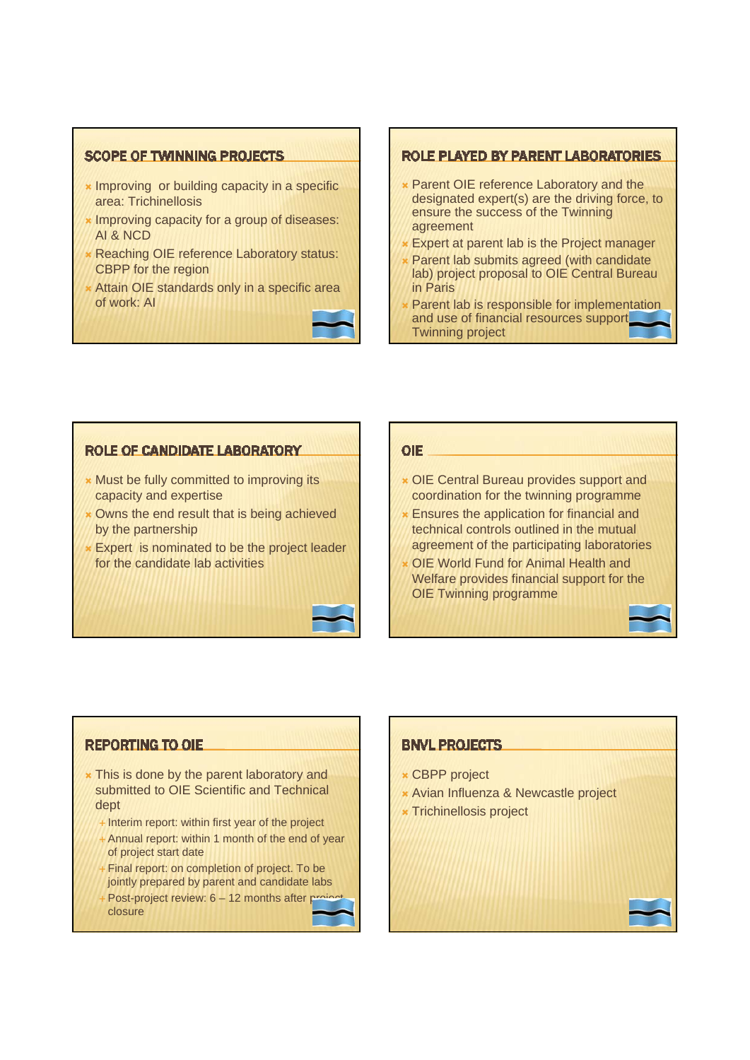## SCOPE OF TWINNING PROJECTS

- Improving or building capacity in a specific area: Trichinellosis
- Improving capacity for a group of diseases: AI & NCD
- Reaching OIE reference Laboratory status: CBPP for the region
- Attain OIE standards only in a specific area of work: AI

## ROLE PLAYED BY PARENT LABORATORIES

- Parent OIE reference Laboratory and the designated expert(s) are the driving force, to ensure the success of the Twinning agreement
- Expert at parent lab is the Project manager
- Parent lab submits agreed (with candidate lab) project proposal to OIE Central Bureau in Paris
- Parent lab is responsible for implementation and use of financial resources support Twinning project

## ROLE OF CANDIDATE LABORATORY

- Must be fully committed to improving its capacity and expertise
- Owns the end result that is being achieved by the partnership
- Expert is nominated to be the project leader for the candidate lab activities

## OIE

- OIE Central Bureau provides support and coordination for the twinning programme
- Ensures the application for financial and technical controls outlined in the mutual agreement of the participating laboratories
- OIE World Fund for Animal Health and Welfare provides financial support for the OIE Twinning programme

## REPORTING TO OIE

- This is done by the parent laboratory and submitted to OIE Scientific and Technical dept
  - Interim report: within first year of the project
  - Annual report: within 1 month of the end of year of project start date
  - Final report: on completion of project. To be jointly prepared by parent and candidate labs
  - Post-project review: 6 – 12 months after project closure

## BNVL PROJECTS

- CBPP project
- Avian Influenza & Newcastle project
- Trichinellosis project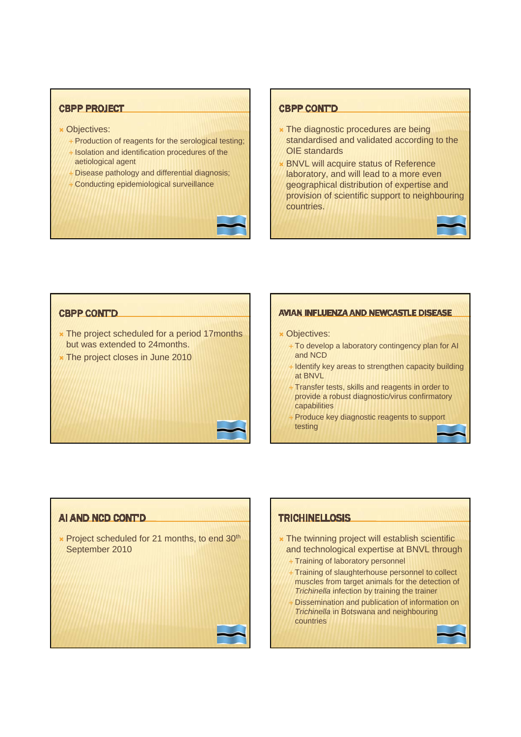## CBPP PROJECT

- Objectives:
  - Production of reagents for the serological testing;
  - Isolation and identification procedures of the aetiological agent
  - Disease pathology and differential diagnosis;
  - Conducting epidemiological surveillance

## CBPP CONT'D

- The diagnostic procedures are being standardised and validated according to the OIE standards
- BNVL will acquire status of Reference laboratory, and will lead to a more even geographical distribution of expertise and provision of scientific support to neighbouring countries.

## CBPP CONT'D

- The project scheduled for a period 17months but was extended to 24months.
- The project closes in June 2010

## AVIAN INFLUENZA AND NEWCASTLE DISEASE

- Objectives:
  - To develop a laboratory contingency plan for AI and NCD
  - Identify key areas to strengthen capacity building at BNVL
  - Transfer tests, skills and reagents in order to provide a robust diagnostic/virus confirmatory capabilities
  - Produce key diagnostic reagents to support testing

## AI AND NCD CONT'D

- Project scheduled for 21 months, to end 30th September 2010

## TRICHINELLOSIS

- The twinning project will establish scientific and technological expertise at BNVL through
  - Training of laboratory personnel
  - Training of slaughterhouse personnel to collect muscles from target animals for the detection of *Trichinella* infection by training the trainer
  - Dissemination and publication of information on *Trichinella* in Botswana and neighbouring countries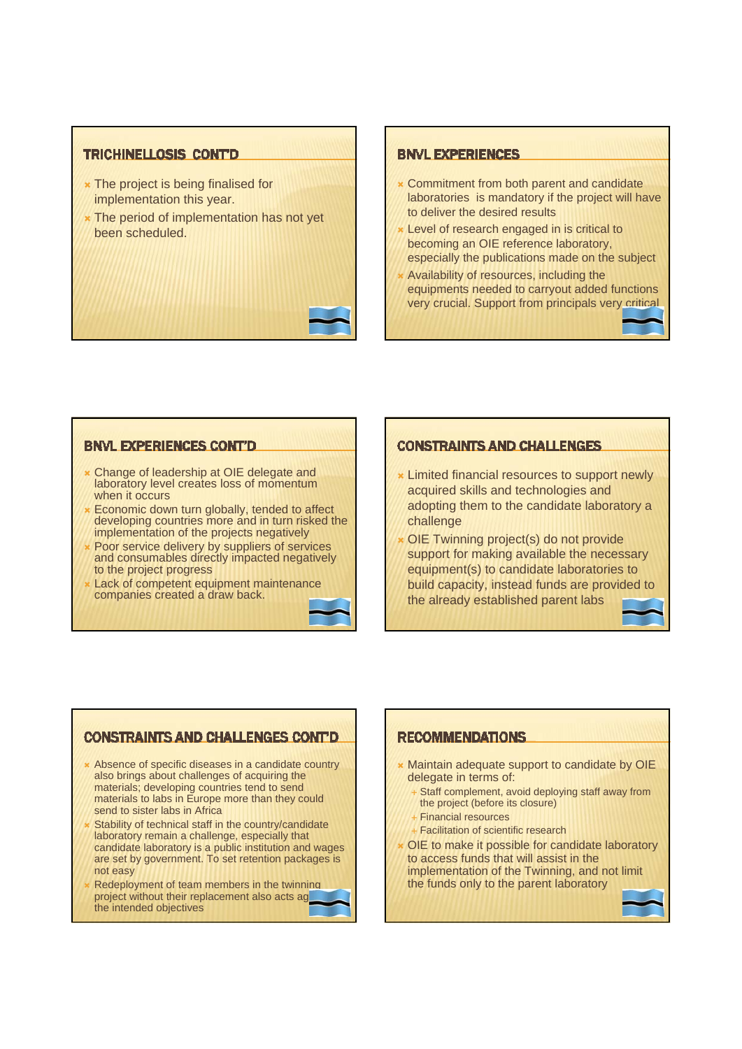## TRICHINELLOSIS CONT'D

- The project is being finalised for implementation this year.
- The period of implementation has not yet been scheduled.

## BNVL EXPERIENCES

- Commitment from both parent and candidate laboratories is mandatory if the project will have to deliver the desired results
- Level of research engaged in is critical to becoming an OIE reference laboratory, especially the publications made on the subject
- Availability of resources, including the equipments needed to carryout added functions very crucial. Support from principals very critical

## BNVL EXPERIENCES CONT'D

- Change of leadership at OIE delegate and laboratory level creates loss of momentum when it occurs
- Economic down turn globally, tended to affect developing countries more and in turn risked the implementation of the projects negatively
- Poor service delivery by suppliers of services and consumables directly impacted negatively to the project progress
- Lack of competent equipment maintenance companies created a draw back.

## CONSTRAINTS AND CHALLENGES

- Limited financial resources to support newly acquired skills and technologies and adopting them to the candidate laboratory a challenge
- OIE Twinning project(s) do not provide support for making available the necessary equipment(s) to candidate laboratories to build capacity, instead funds are provided to the already established parent labs

## CONSTRAINTS AND CHALLENGES CONT'D

- Absence of specific diseases in a candidate country also brings about challenges of acquiring the materials; developing countries tend to send materials to labs in Europe more than they could send to sister labs in Africa
- Stability of technical staff in the country/candidate laboratory remain a challenge, especially that candidate laboratory is a public institution and wages are set by government. To set retention packages is not easy
- Redeployment of team members in the twinning project without their replacement also acts ag the intended objectives

## RECOMMENDATIONS

- Maintain adequate support to candidate by OIE delegate in terms of:
  - Staff complement, avoid deploying staff away from the project (before its closure)
  - Financial resources
  - Facilitation of scientific research
- OIE to make it possible for candidate laboratory to access funds that will assist in the implementation of the Twinning, and not limit the funds only to the parent laboratory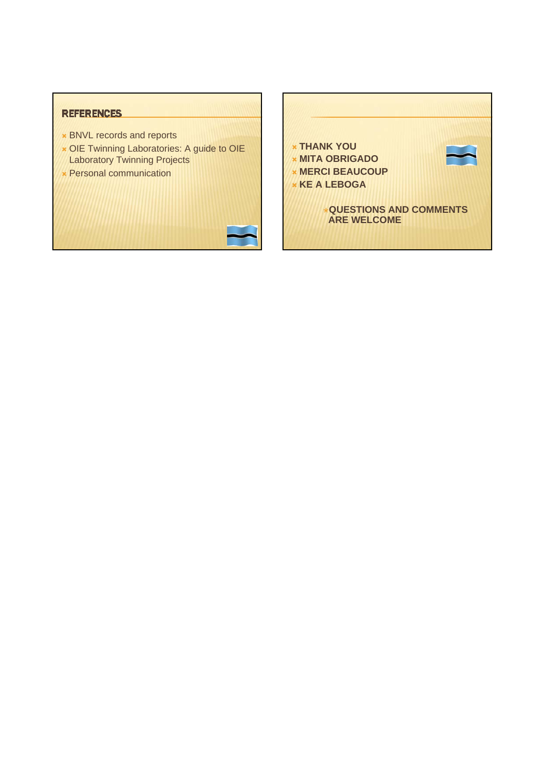## REFERENCES

- BNVL records and reports
- OIE Twinning Laboratories: A guide to OIE Laboratory Twinning Projects
- Personal communication

---

- **THANK YOU**
- **MITA OBRIGADO**
- **MERCI BEAUCOUP**
- **KE A LEBOGA**

**QUESTIONS AND COMMENTS ARE WELCOME**